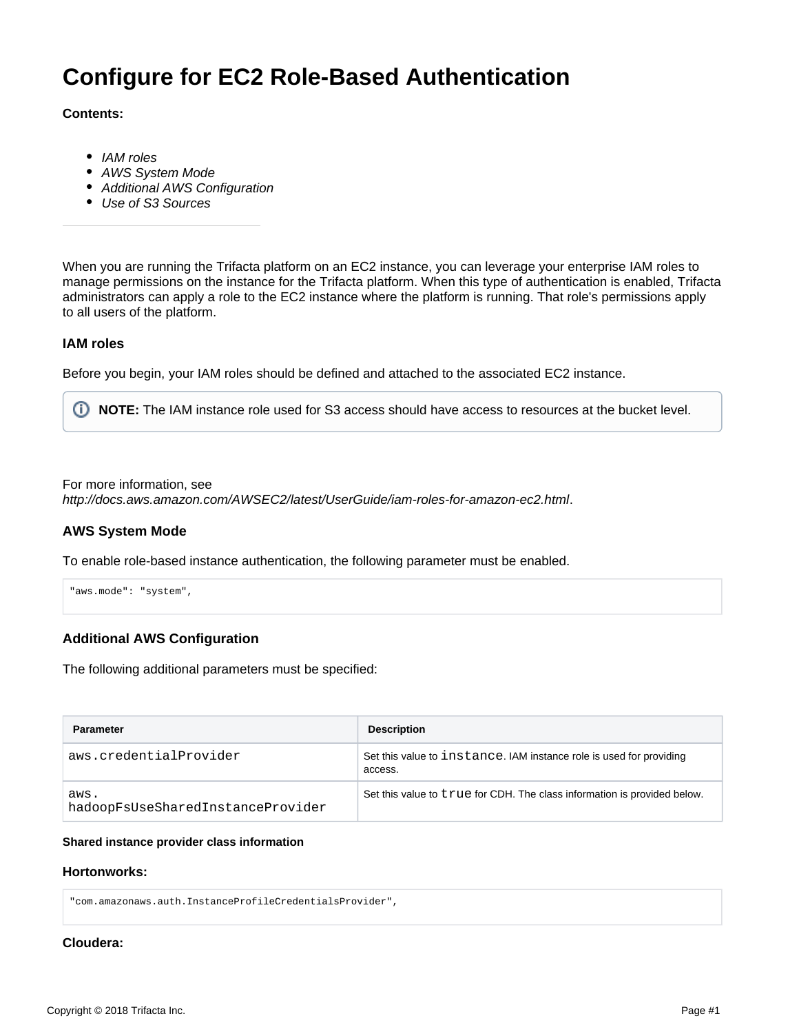# Configure for EC2 Role-Based Authentication

**Contents:**

- *IAM roles*
- *AWS System Mode*
- *Additional AWS Configuration*
- *Use of S3 Sources*

---

When you are running the Trifacta platform on an EC2 instance, you can leverage your enterprise IAM roles to manage permissions on the instance for the Trifacta platform. When this type of authentication is enabled, Trifacta administrators can apply a role to the EC2 instance where the platform is running. That role's permissions apply to all users of the platform.

### IAM roles

Before you begin, your IAM roles should be defined and attached to the associated EC2 instance.

> **NOTE:** The IAM instance role used for S3 access should have access to resources at the bucket level.

For more information, see *http://docs.aws.amazon.com/AWSEC2/latest/UserGuide/iam-roles-for-amazon-ec2.html*.

### AWS System Mode

To enable role-based instance authentication, the following parameter must be enabled.

```
"aws.mode": "system",
```

### Additional AWS Configuration

The following additional parameters must be specified:

| Parameter | Description |
| --- | --- |
| `aws.credentialProvider` | Set this value to `instance`. IAM instance role is used for providing access. |
| `aws.hadoopFsUseSharedInstanceProvider` | Set this value to `true` for CDH. The class information is provided below. |

##### Shared instance provider class information

#### Hortonworks:

```
"com.amazonaws.auth.InstanceProfileCredentialsProvider",
```

#### Cloudera: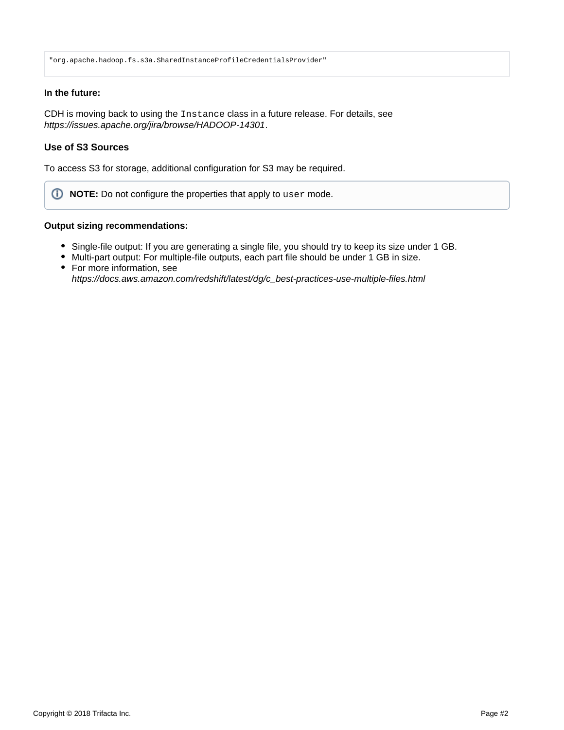```
"org.apache.hadoop.fs.s3a.SharedInstanceProfileCredentialsProvider"
```

**In the future:**

CDH is moving back to using the `Instance` class in a future release. For details, see *https://issues.apache.org/jira/browse/HADOOP-14301*.

### Use of S3 Sources

To access S3 for storage, additional configuration for S3 may be required.

> **NOTE:** Do not configure the properties that apply to `user` mode.

**Output sizing recommendations:**

- Single-file output: If you are generating a single file, you should try to keep its size under 1 GB.
- Multi-part output: For multiple-file outputs, each part file should be under 1 GB in size.
- For more information, see *https://docs.aws.amazon.com/redshift/latest/dg/c_best-practices-use-multiple-files.html*